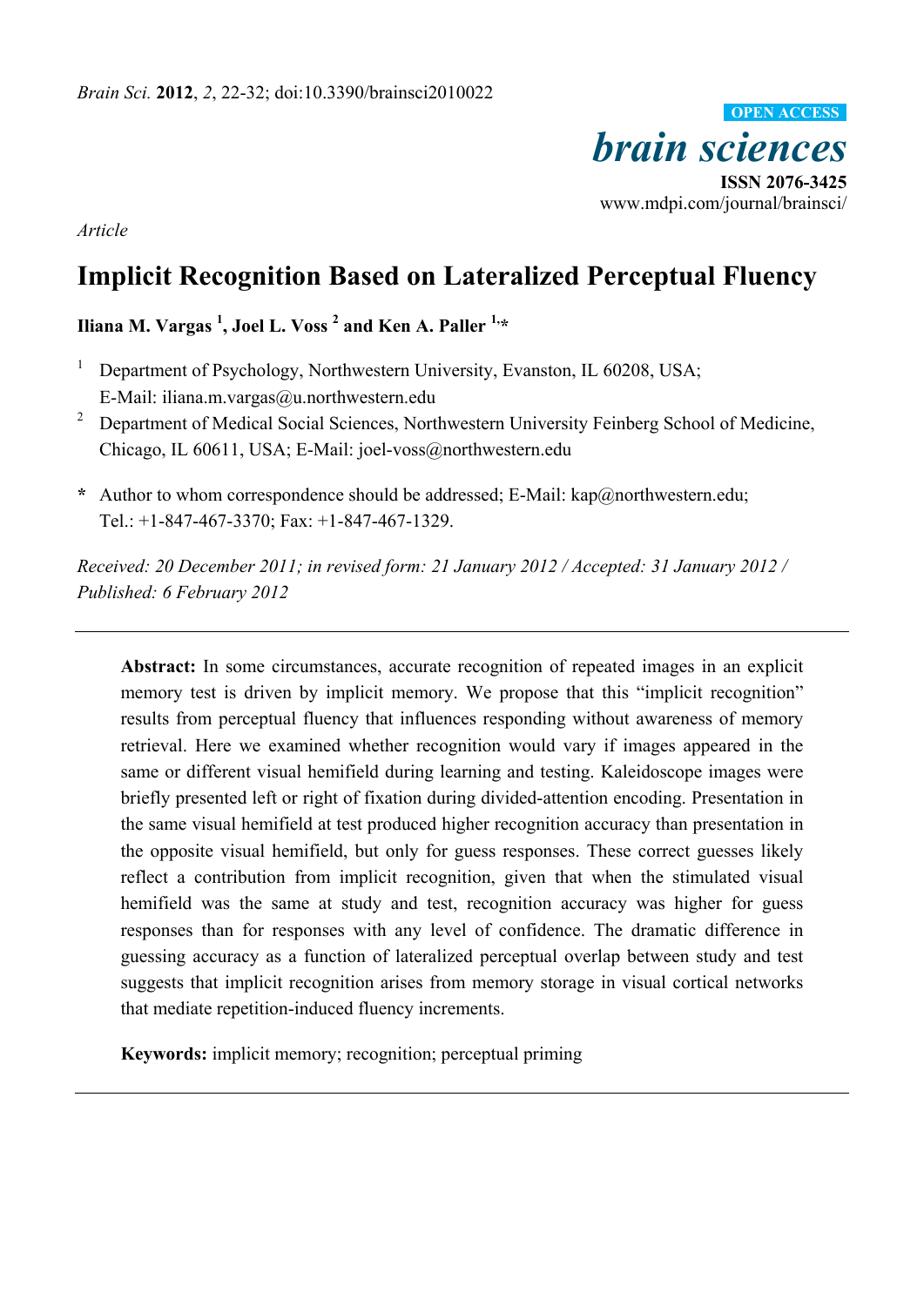*Article*

# Implicit Recognition Based on Lateralized Perceptual Fluency

**Iliana M. Vargas [1], Joel L. Voss [2] and Ken A. Paller [1,*]**

[1] Department of Psychology, Northwestern University, Evanston, IL 60208, USA; E-Mail: iliana.m.vargas@u.northwestern.edu

[2] Department of Medical Social Sciences, Northwestern University Feinberg School of Medicine, Chicago, IL 60611, USA; E-Mail: joel-voss@northwestern.edu

**\*** Author to whom correspondence should be addressed; E-Mail: kap@northwestern.edu; Tel.: +1-847-467-3370; Fax: +1-847-467-1329.

*Received: 20 December 2011; in revised form: 21 January 2012 / Accepted: 31 January 2012 / Published: 6 February 2012*

---

**Abstract:** In some circumstances, accurate recognition of repeated images in an explicit memory test is driven by implicit memory. We propose that this "implicit recognition" results from perceptual fluency that influences responding without awareness of memory retrieval. Here we examined whether recognition would vary if images appeared in the same or different visual hemifield during learning and testing. Kaleidoscope images were briefly presented left or right of fixation during divided-attention encoding. Presentation in the same visual hemifield at test produced higher recognition accuracy than presentation in the opposite visual hemifield, but only for guess responses. These correct guesses likely reflect a contribution from implicit recognition, given that when the stimulated visual hemifield was the same at study and test, recognition accuracy was higher for guess responses than for responses with any level of confidence. The dramatic difference in guessing accuracy as a function of lateralized perceptual overlap between study and test suggests that implicit recognition arises from memory storage in visual cortical networks that mediate repetition-induced fluency increments.

**Keywords:** implicit memory; recognition; perceptual priming

---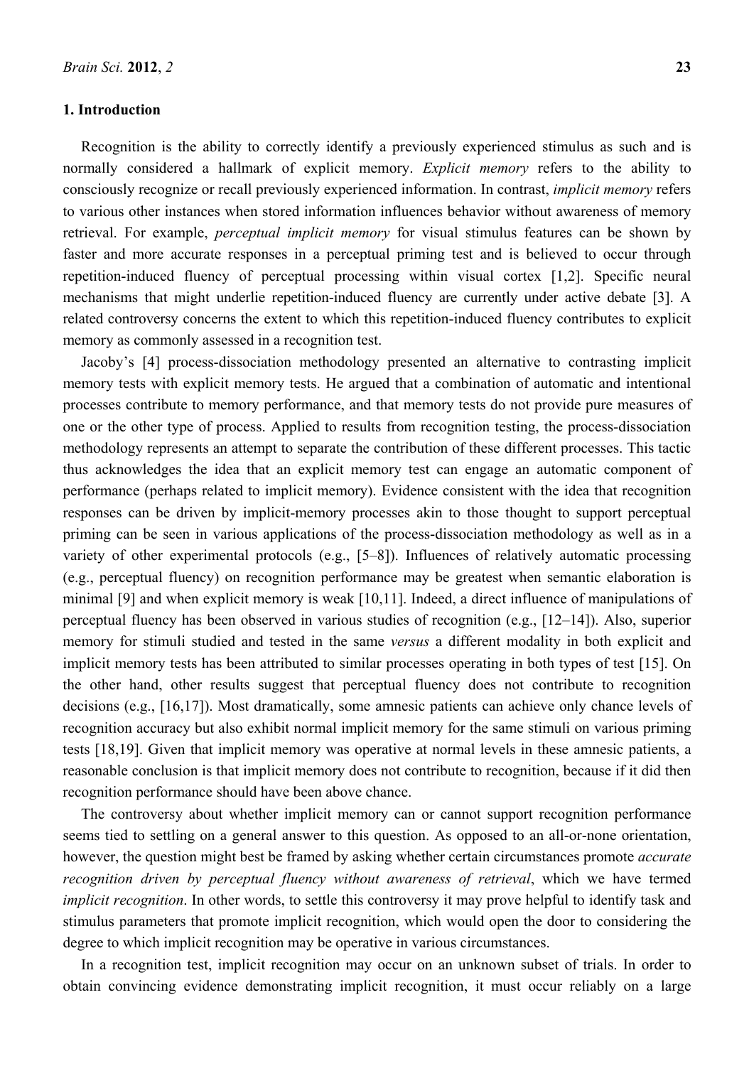## 1. Introduction

Recognition is the ability to correctly identify a previously experienced stimulus as such and is normally considered a hallmark of explicit memory. *Explicit memory* refers to the ability to consciously recognize or recall previously experienced information. In contrast, *implicit memory* refers to various other instances when stored information influences behavior without awareness of memory retrieval. For example, *perceptual implicit memory* for visual stimulus features can be shown by faster and more accurate responses in a perceptual priming test and is believed to occur through repetition-induced fluency of perceptual processing within visual cortex [1,2]. Specific neural mechanisms that might underlie repetition-induced fluency are currently under active debate [3]. A related controversy concerns the extent to which this repetition-induced fluency contributes to explicit memory as commonly assessed in a recognition test.

Jacoby's [4] process-dissociation methodology presented an alternative to contrasting implicit memory tests with explicit memory tests. He argued that a combination of automatic and intentional processes contribute to memory performance, and that memory tests do not provide pure measures of one or the other type of process. Applied to results from recognition testing, the process-dissociation methodology represents an attempt to separate the contribution of these different processes. This tactic thus acknowledges the idea that an explicit memory test can engage an automatic component of performance (perhaps related to implicit memory). Evidence consistent with the idea that recognition responses can be driven by implicit-memory processes akin to those thought to support perceptual priming can be seen in various applications of the process-dissociation methodology as well as in a variety of other experimental protocols (e.g., [5–8]). Influences of relatively automatic processing (e.g., perceptual fluency) on recognition performance may be greatest when semantic elaboration is minimal [9] and when explicit memory is weak [10,11]. Indeed, a direct influence of manipulations of perceptual fluency has been observed in various studies of recognition (e.g., [12–14]). Also, superior memory for stimuli studied and tested in the same *versus* a different modality in both explicit and implicit memory tests has been attributed to similar processes operating in both types of test [15]. On the other hand, other results suggest that perceptual fluency does not contribute to recognition decisions (e.g., [16,17]). Most dramatically, some amnesic patients can achieve only chance levels of recognition accuracy but also exhibit normal implicit memory for the same stimuli on various priming tests [18,19]. Given that implicit memory was operative at normal levels in these amnesic patients, a reasonable conclusion is that implicit memory does not contribute to recognition, because if it did then recognition performance should have been above chance.

The controversy about whether implicit memory can or cannot support recognition performance seems tied to settling on a general answer to this question. As opposed to an all-or-none orientation, however, the question might best be framed by asking whether certain circumstances promote *accurate recognition driven by perceptual fluency without awareness of retrieval*, which we have termed *implicit recognition*. In other words, to settle this controversy it may prove helpful to identify task and stimulus parameters that promote implicit recognition, which would open the door to considering the degree to which implicit recognition may be operative in various circumstances.

In a recognition test, implicit recognition may occur on an unknown subset of trials. In order to obtain convincing evidence demonstrating implicit recognition, it must occur reliably on a large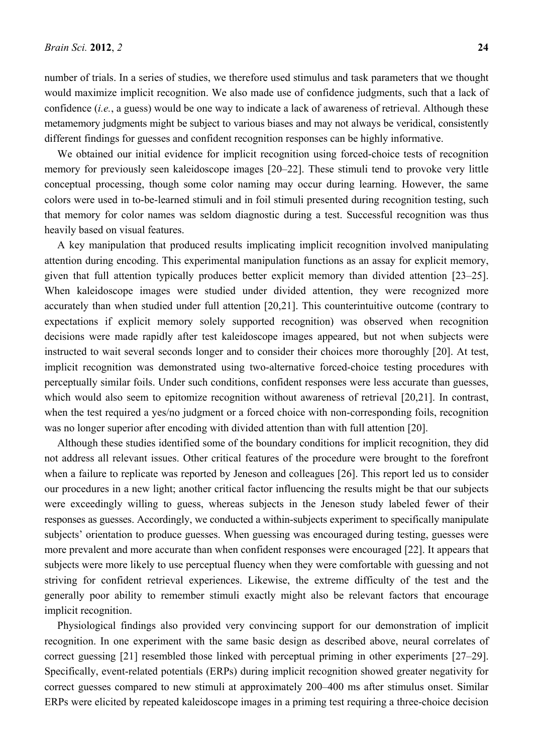number of trials. In a series of studies, we therefore used stimulus and task parameters that we thought would maximize implicit recognition. We also made use of confidence judgments, such that a lack of confidence (*i.e.*, a guess) would be one way to indicate a lack of awareness of retrieval. Although these metamemory judgments might be subject to various biases and may not always be veridical, consistently different findings for guesses and confident recognition responses can be highly informative.

We obtained our initial evidence for implicit recognition using forced-choice tests of recognition memory for previously seen kaleidoscope images [20–22]. These stimuli tend to provoke very little conceptual processing, though some color naming may occur during learning. However, the same colors were used in to-be-learned stimuli and in foil stimuli presented during recognition testing, such that memory for color names was seldom diagnostic during a test. Successful recognition was thus heavily based on visual features.

A key manipulation that produced results implicating implicit recognition involved manipulating attention during encoding. This experimental manipulation functions as an assay for explicit memory, given that full attention typically produces better explicit memory than divided attention [23–25]. When kaleidoscope images were studied under divided attention, they were recognized more accurately than when studied under full attention [20,21]. This counterintuitive outcome (contrary to expectations if explicit memory solely supported recognition) was observed when recognition decisions were made rapidly after test kaleidoscope images appeared, but not when subjects were instructed to wait several seconds longer and to consider their choices more thoroughly [20]. At test, implicit recognition was demonstrated using two-alternative forced-choice testing procedures with perceptually similar foils. Under such conditions, confident responses were less accurate than guesses, which would also seem to epitomize recognition without awareness of retrieval [20,21]. In contrast, when the test required a yes/no judgment or a forced choice with non-corresponding foils, recognition was no longer superior after encoding with divided attention than with full attention [20].

Although these studies identified some of the boundary conditions for implicit recognition, they did not address all relevant issues. Other critical features of the procedure were brought to the forefront when a failure to replicate was reported by Jeneson and colleagues [26]. This report led us to consider our procedures in a new light; another critical factor influencing the results might be that our subjects were exceedingly willing to guess, whereas subjects in the Jeneson study labeled fewer of their responses as guesses. Accordingly, we conducted a within-subjects experiment to specifically manipulate subjects' orientation to produce guesses. When guessing was encouraged during testing, guesses were more prevalent and more accurate than when confident responses were encouraged [22]. It appears that subjects were more likely to use perceptual fluency when they were comfortable with guessing and not striving for confident retrieval experiences. Likewise, the extreme difficulty of the test and the generally poor ability to remember stimuli exactly might also be relevant factors that encourage implicit recognition.

Physiological findings also provided very convincing support for our demonstration of implicit recognition. In one experiment with the same basic design as described above, neural correlates of correct guessing [21] resembled those linked with perceptual priming in other experiments [27–29]. Specifically, event-related potentials (ERPs) during implicit recognition showed greater negativity for correct guesses compared to new stimuli at approximately 200–400 ms after stimulus onset. Similar ERPs were elicited by repeated kaleidoscope images in a priming test requiring a three-choice decision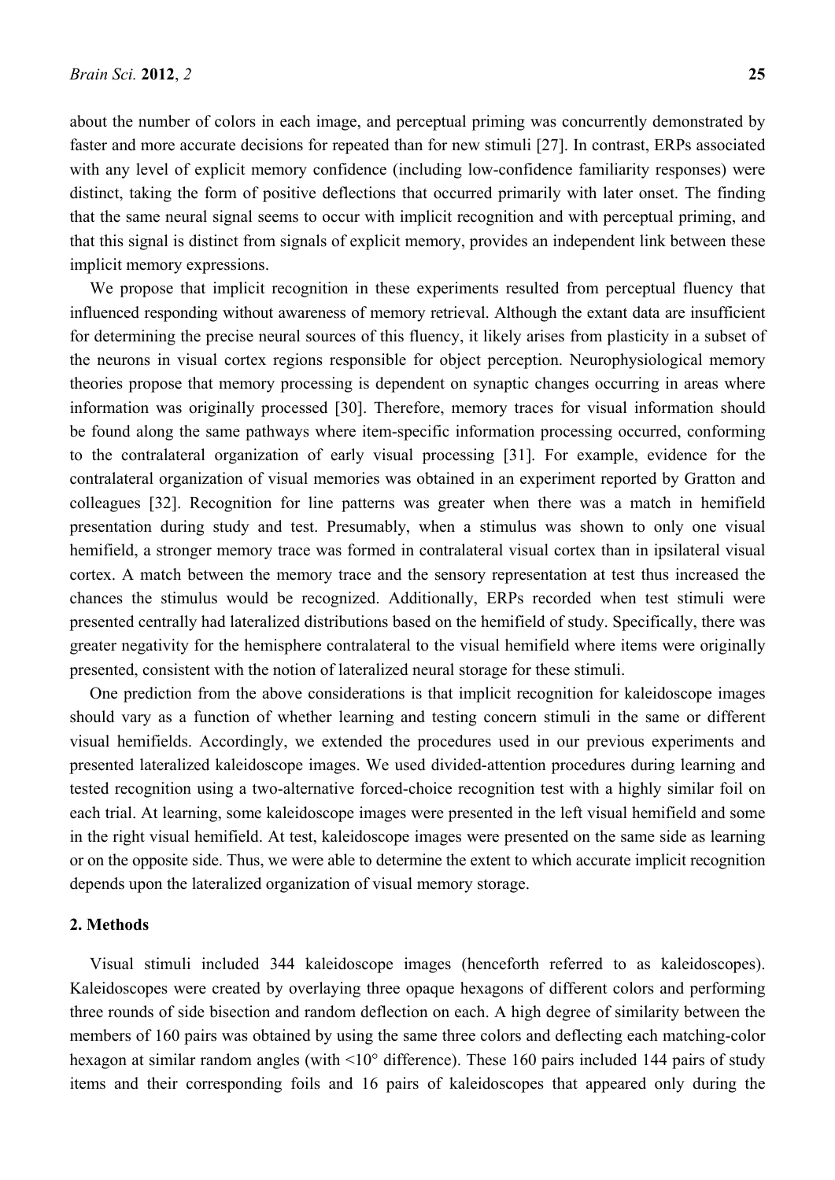about the number of colors in each image, and perceptual priming was concurrently demonstrated by faster and more accurate decisions for repeated than for new stimuli [27]. In contrast, ERPs associated with any level of explicit memory confidence (including low-confidence familiarity responses) were distinct, taking the form of positive deflections that occurred primarily with later onset. The finding that the same neural signal seems to occur with implicit recognition and with perceptual priming, and that this signal is distinct from signals of explicit memory, provides an independent link between these implicit memory expressions.

We propose that implicit recognition in these experiments resulted from perceptual fluency that influenced responding without awareness of memory retrieval. Although the extant data are insufficient for determining the precise neural sources of this fluency, it likely arises from plasticity in a subset of the neurons in visual cortex regions responsible for object perception. Neurophysiological memory theories propose that memory processing is dependent on synaptic changes occurring in areas where information was originally processed [30]. Therefore, memory traces for visual information should be found along the same pathways where item-specific information processing occurred, conforming to the contralateral organization of early visual processing [31]. For example, evidence for the contralateral organization of visual memories was obtained in an experiment reported by Gratton and colleagues [32]. Recognition for line patterns was greater when there was a match in hemifield presentation during study and test. Presumably, when a stimulus was shown to only one visual hemifield, a stronger memory trace was formed in contralateral visual cortex than in ipsilateral visual cortex. A match between the memory trace and the sensory representation at test thus increased the chances the stimulus would be recognized. Additionally, ERPs recorded when test stimuli were presented centrally had lateralized distributions based on the hemifield of study. Specifically, there was greater negativity for the hemisphere contralateral to the visual hemifield where items were originally presented, consistent with the notion of lateralized neural storage for these stimuli.

One prediction from the above considerations is that implicit recognition for kaleidoscope images should vary as a function of whether learning and testing concern stimuli in the same or different visual hemifields. Accordingly, we extended the procedures used in our previous experiments and presented lateralized kaleidoscope images. We used divided-attention procedures during learning and tested recognition using a two-alternative forced-choice recognition test with a highly similar foil on each trial. At learning, some kaleidoscope images were presented in the left visual hemifield and some in the right visual hemifield. At test, kaleidoscope images were presented on the same side as learning or on the opposite side. Thus, we were able to determine the extent to which accurate implicit recognition depends upon the lateralized organization of visual memory storage.

## 2. Methods

Visual stimuli included 344 kaleidoscope images (henceforth referred to as kaleidoscopes). Kaleidoscopes were created by overlaying three opaque hexagons of different colors and performing three rounds of side bisection and random deflection on each. A high degree of similarity between the members of 160 pairs was obtained by using the same three colors and deflecting each matching-color hexagon at similar random angles (with <10° difference). These 160 pairs included 144 pairs of study items and their corresponding foils and 16 pairs of kaleidoscopes that appeared only during the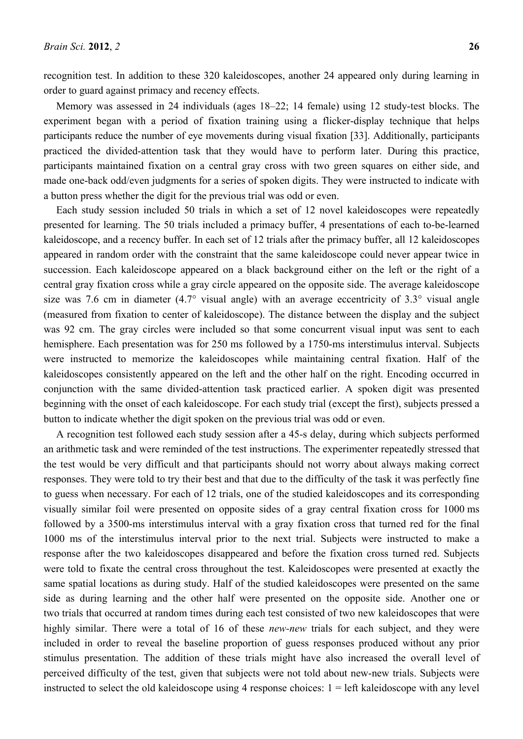recognition test. In addition to these 320 kaleidoscopes, another 24 appeared only during learning in order to guard against primacy and recency effects.

Memory was assessed in 24 individuals (ages 18–22; 14 female) using 12 study-test blocks. The experiment began with a period of fixation training using a flicker-display technique that helps participants reduce the number of eye movements during visual fixation [33]. Additionally, participants practiced the divided-attention task that they would have to perform later. During this practice, participants maintained fixation on a central gray cross with two green squares on either side, and made one-back odd/even judgments for a series of spoken digits. They were instructed to indicate with a button press whether the digit for the previous trial was odd or even.

Each study session included 50 trials in which a set of 12 novel kaleidoscopes were repeatedly presented for learning. The 50 trials included a primacy buffer, 4 presentations of each to-be-learned kaleidoscope, and a recency buffer. In each set of 12 trials after the primacy buffer, all 12 kaleidoscopes appeared in random order with the constraint that the same kaleidoscope could never appear twice in succession. Each kaleidoscope appeared on a black background either on the left or the right of a central gray fixation cross while a gray circle appeared on the opposite side. The average kaleidoscope size was 7.6 cm in diameter (4.7° visual angle) with an average eccentricity of 3.3° visual angle (measured from fixation to center of kaleidoscope). The distance between the display and the subject was 92 cm. The gray circles were included so that some concurrent visual input was sent to each hemisphere. Each presentation was for 250 ms followed by a 1750-ms interstimulus interval. Subjects were instructed to memorize the kaleidoscopes while maintaining central fixation. Half of the kaleidoscopes consistently appeared on the left and the other half on the right. Encoding occurred in conjunction with the same divided-attention task practiced earlier. A spoken digit was presented beginning with the onset of each kaleidoscope. For each study trial (except the first), subjects pressed a button to indicate whether the digit spoken on the previous trial was odd or even.

A recognition test followed each study session after a 45-s delay, during which subjects performed an arithmetic task and were reminded of the test instructions. The experimenter repeatedly stressed that the test would be very difficult and that participants should not worry about always making correct responses. They were told to try their best and that due to the difficulty of the task it was perfectly fine to guess when necessary. For each of 12 trials, one of the studied kaleidoscopes and its corresponding visually similar foil were presented on opposite sides of a gray central fixation cross for 1000 ms followed by a 3500-ms interstimulus interval with a gray fixation cross that turned red for the final 1000 ms of the interstimulus interval prior to the next trial. Subjects were instructed to make a response after the two kaleidoscopes disappeared and before the fixation cross turned red. Subjects were told to fixate the central cross throughout the test. Kaleidoscopes were presented at exactly the same spatial locations as during study. Half of the studied kaleidoscopes were presented on the same side as during learning and the other half were presented on the opposite side. Another one or two trials that occurred at random times during each test consisted of two new kaleidoscopes that were highly similar. There were a total of 16 of these *new-new* trials for each subject, and they were included in order to reveal the baseline proportion of guess responses produced without any prior stimulus presentation. The addition of these trials might have also increased the overall level of perceived difficulty of the test, given that subjects were not told about new-new trials. Subjects were instructed to select the old kaleidoscope using 4 response choices: 1 = left kaleidoscope with any level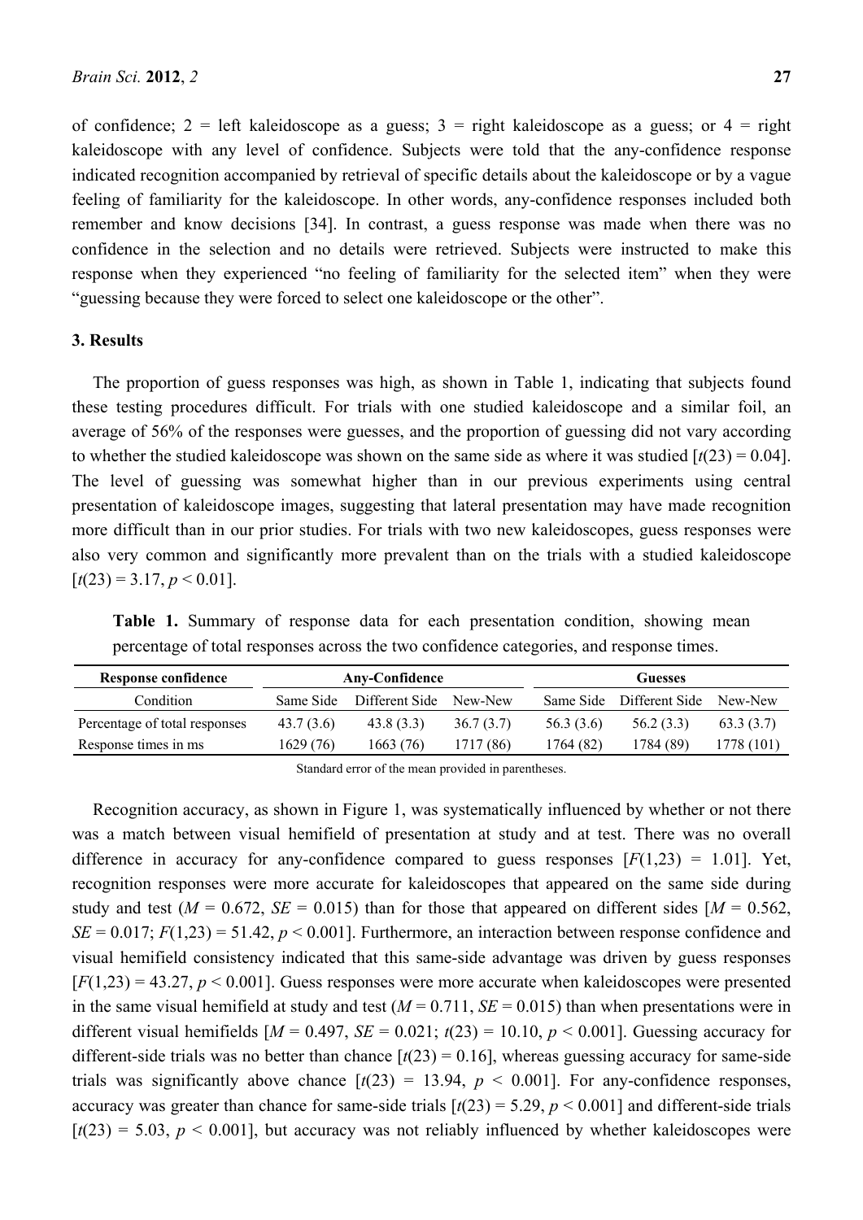of confidence; 2 = left kaleidoscope as a guess; 3 = right kaleidoscope as a guess; or 4 = right kaleidoscope with any level of confidence. Subjects were told that the any-confidence response indicated recognition accompanied by retrieval of specific details about the kaleidoscope or by a vague feeling of familiarity for the kaleidoscope. In other words, any-confidence responses included both remember and know decisions [34]. In contrast, a guess response was made when there was no confidence in the selection and no details were retrieved. Subjects were instructed to make this response when they experienced "no feeling of familiarity for the selected item" when they were "guessing because they were forced to select one kaleidoscope or the other".

## 3. Results

The proportion of guess responses was high, as shown in Table 1, indicating that subjects found these testing procedures difficult. For trials with one studied kaleidoscope and a similar foil, an average of 56% of the responses were guesses, and the proportion of guessing did not vary according to whether the studied kaleidoscope was shown on the same side as where it was studied [$t(23) = 0.04$]. The level of guessing was somewhat higher than in our previous experiments using central presentation of kaleidoscope images, suggesting that lateral presentation may have made recognition more difficult than in our prior studies. For trials with two new kaleidoscopes, guess responses were also very common and significantly more prevalent than on the trials with a studied kaleidoscope [$t(23) = 3.17$, $p < 0.01$].

**Table 1.** Summary of response data for each presentation condition, showing mean percentage of total responses across the two confidence categories, and response times.

| Response confidence | Any-Confidence | | | Guesses | | |
|---|---|---|---|---|---|---|
| Condition | Same Side | Different Side | New-New | Same Side | Different Side | New-New |
| Percentage of total responses | 43.7 (3.6) | 43.8 (3.3) | 36.7 (3.7) | 56.3 (3.6) | 56.2 (3.3) | 63.3 (3.7) |
| Response times in ms | 1629 (76) | 1663 (76) | 1717 (86) | 1764 (82) | 1784 (89) | 1778 (101) |

Standard error of the mean provided in parentheses.

Recognition accuracy, as shown in Figure 1, was systematically influenced by whether or not there was a match between visual hemifield of presentation at study and at test. There was no overall difference in accuracy for any-confidence compared to guess responses [$F(1,23) = 1.01$]. Yet, recognition responses were more accurate for kaleidoscopes that appeared on the same side during study and test ($M = 0.672$, $SE = 0.015$) than for those that appeared on different sides [$M = 0.562$, $SE = 0.017$; $F(1,23) = 51.42$, $p < 0.001$]. Furthermore, an interaction between response confidence and visual hemifield consistency indicated that this same-side advantage was driven by guess responses [$F(1,23) = 43.27$, $p < 0.001$]. Guess responses were more accurate when kaleidoscopes were presented in the same visual hemifield at study and test ($M = 0.711$, $SE = 0.015$) than when presentations were in different visual hemifields [$M = 0.497$, $SE = 0.021$; $t(23) = 10.10$, $p < 0.001$]. Guessing accuracy for different-side trials was no better than chance [$t(23) = 0.16$], whereas guessing accuracy for same-side trials was significantly above chance [$t(23) = 13.94$, $p < 0.001$]. For any-confidence responses, accuracy was greater than chance for same-side trials [$t(23) = 5.29$, $p < 0.001$] and different-side trials [$t(23) = 5.03$, $p < 0.001$], but accuracy was not reliably influenced by whether kaleidoscopes were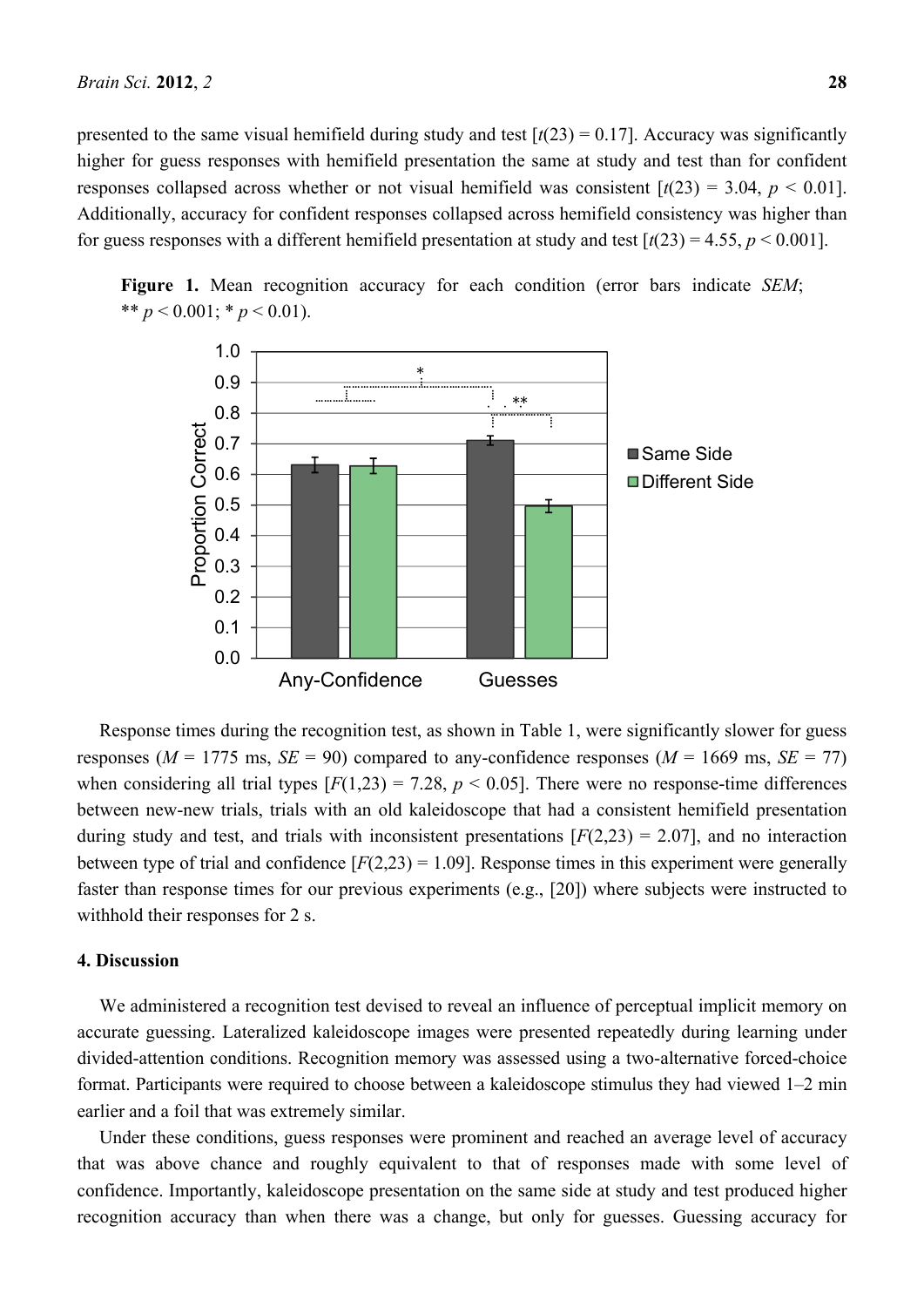presented to the same visual hemifield during study and test [$t(23) = 0.17$]. Accuracy was significantly higher for guess responses with hemifield presentation the same at study and test than for confident responses collapsed across whether or not visual hemifield was consistent [$t(23) = 3.04$, $p < 0.01$]. Additionally, accuracy for confident responses collapsed across hemifield consistency was higher than for guess responses with a different hemifield presentation at study and test [$t(23) = 4.55$, $p < 0.001$].

**Figure 1.** Mean recognition accuracy for each condition (error bars indicate *SEM*; ** $p < 0.001$; * $p < 0.01$).

Response times during the recognition test, as shown in Table 1, were significantly slower for guess responses ($M = 1775$ ms, $SE = 90$) compared to any-confidence responses ($M = 1669$ ms, $SE = 77$) when considering all trial types [$F(1,23) = 7.28$, $p < 0.05$]. There were no response-time differences between new-new trials, trials with an old kaleidoscope that had a consistent hemifield presentation during study and test, and trials with inconsistent presentations [$F(2,23) = 2.07$], and no interaction between type of trial and confidence [$F(2,23) = 1.09$]. Response times in this experiment were generally faster than response times for our previous experiments (e.g., [20]) where subjects were instructed to withhold their responses for 2 s.

## 4. Discussion

We administered a recognition test devised to reveal an influence of perceptual implicit memory on accurate guessing. Lateralized kaleidoscope images were presented repeatedly during learning under divided-attention conditions. Recognition memory was assessed using a two-alternative forced-choice format. Participants were required to choose between a kaleidoscope stimulus they had viewed 1–2 min earlier and a foil that was extremely similar.

Under these conditions, guess responses were prominent and reached an average level of accuracy that was above chance and roughly equivalent to that of responses made with some level of confidence. Importantly, kaleidoscope presentation on the same side at study and test produced higher recognition accuracy than when there was a change, but only for guesses. Guessing accuracy for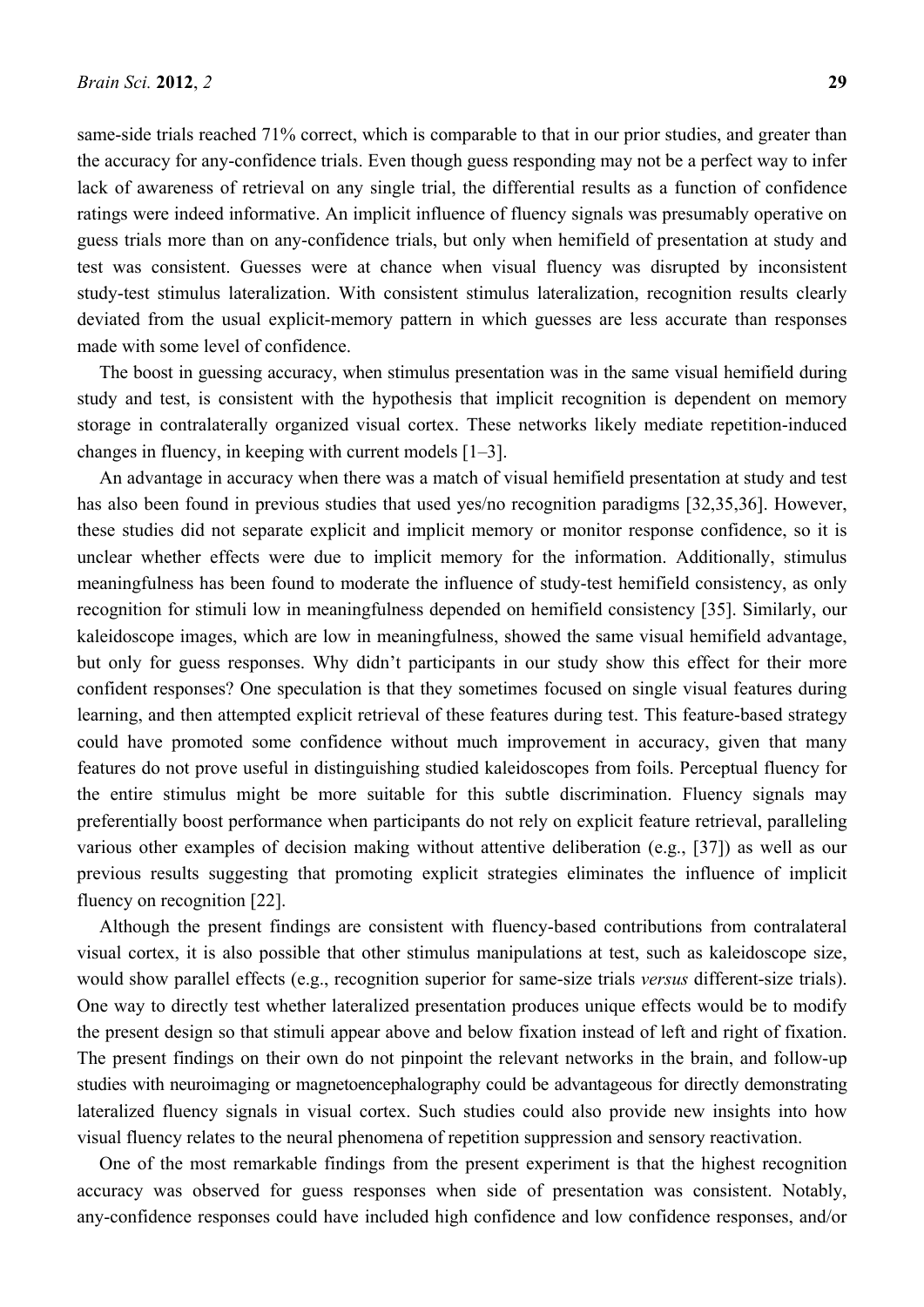same-side trials reached 71% correct, which is comparable to that in our prior studies, and greater than the accuracy for any-confidence trials. Even though guess responding may not be a perfect way to infer lack of awareness of retrieval on any single trial, the differential results as a function of confidence ratings were indeed informative. An implicit influence of fluency signals was presumably operative on guess trials more than on any-confidence trials, but only when hemifield of presentation at study and test was consistent. Guesses were at chance when visual fluency was disrupted by inconsistent study-test stimulus lateralization. With consistent stimulus lateralization, recognition results clearly deviated from the usual explicit-memory pattern in which guesses are less accurate than responses made with some level of confidence.

The boost in guessing accuracy, when stimulus presentation was in the same visual hemifield during study and test, is consistent with the hypothesis that implicit recognition is dependent on memory storage in contralaterally organized visual cortex. These networks likely mediate repetition-induced changes in fluency, in keeping with current models [1–3].

An advantage in accuracy when there was a match of visual hemifield presentation at study and test has also been found in previous studies that used yes/no recognition paradigms [32,35,36]. However, these studies did not separate explicit and implicit memory or monitor response confidence, so it is unclear whether effects were due to implicit memory for the information. Additionally, stimulus meaningfulness has been found to moderate the influence of study-test hemifield consistency, as only recognition for stimuli low in meaningfulness depended on hemifield consistency [35]. Similarly, our kaleidoscope images, which are low in meaningfulness, showed the same visual hemifield advantage, but only for guess responses. Why didn't participants in our study show this effect for their more confident responses? One speculation is that they sometimes focused on single visual features during learning, and then attempted explicit retrieval of these features during test. This feature-based strategy could have promoted some confidence without much improvement in accuracy, given that many features do not prove useful in distinguishing studied kaleidoscopes from foils. Perceptual fluency for the entire stimulus might be more suitable for this subtle discrimination. Fluency signals may preferentially boost performance when participants do not rely on explicit feature retrieval, paralleling various other examples of decision making without attentive deliberation (e.g., [37]) as well as our previous results suggesting that promoting explicit strategies eliminates the influence of implicit fluency on recognition [22].

Although the present findings are consistent with fluency-based contributions from contralateral visual cortex, it is also possible that other stimulus manipulations at test, such as kaleidoscope size, would show parallel effects (e.g., recognition superior for same-size trials *versus* different-size trials). One way to directly test whether lateralized presentation produces unique effects would be to modify the present design so that stimuli appear above and below fixation instead of left and right of fixation. The present findings on their own do not pinpoint the relevant networks in the brain, and follow-up studies with neuroimaging or magnetoencephalography could be advantageous for directly demonstrating lateralized fluency signals in visual cortex. Such studies could also provide new insights into how visual fluency relates to the neural phenomena of repetition suppression and sensory reactivation.

One of the most remarkable findings from the present experiment is that the highest recognition accuracy was observed for guess responses when side of presentation was consistent. Notably, any-confidence responses could have included high confidence and low confidence responses, and/or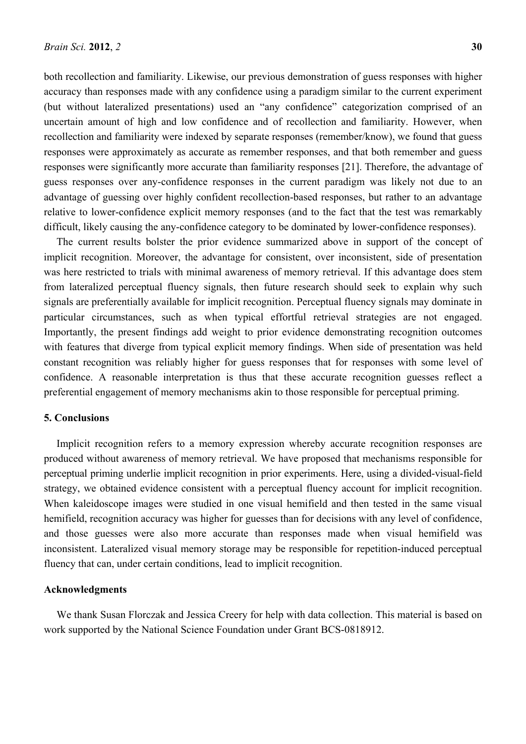both recollection and familiarity. Likewise, our previous demonstration of guess responses with higher accuracy than responses made with any confidence using a paradigm similar to the current experiment (but without lateralized presentations) used an "any confidence" categorization comprised of an uncertain amount of high and low confidence and of recollection and familiarity. However, when recollection and familiarity were indexed by separate responses (remember/know), we found that guess responses were approximately as accurate as remember responses, and that both remember and guess responses were significantly more accurate than familiarity responses [21]. Therefore, the advantage of guess responses over any-confidence responses in the current paradigm was likely not due to an advantage of guessing over highly confident recollection-based responses, but rather to an advantage relative to lower-confidence explicit memory responses (and to the fact that the test was remarkably difficult, likely causing the any-confidence category to be dominated by lower-confidence responses).

The current results bolster the prior evidence summarized above in support of the concept of implicit recognition. Moreover, the advantage for consistent, over inconsistent, side of presentation was here restricted to trials with minimal awareness of memory retrieval. If this advantage does stem from lateralized perceptual fluency signals, then future research should seek to explain why such signals are preferentially available for implicit recognition. Perceptual fluency signals may dominate in particular circumstances, such as when typical effortful retrieval strategies are not engaged. Importantly, the present findings add weight to prior evidence demonstrating recognition outcomes with features that diverge from typical explicit memory findings. When side of presentation was held constant recognition was reliably higher for guess responses that for responses with some level of confidence. A reasonable interpretation is thus that these accurate recognition guesses reflect a preferential engagement of memory mechanisms akin to those responsible for perceptual priming.

## 5. Conclusions

Implicit recognition refers to a memory expression whereby accurate recognition responses are produced without awareness of memory retrieval. We have proposed that mechanisms responsible for perceptual priming underlie implicit recognition in prior experiments. Here, using a divided-visual-field strategy, we obtained evidence consistent with a perceptual fluency account for implicit recognition. When kaleidoscope images were studied in one visual hemifield and then tested in the same visual hemifield, recognition accuracy was higher for guesses than for decisions with any level of confidence, and those guesses were also more accurate than responses made when visual hemifield was inconsistent. Lateralized visual memory storage may be responsible for repetition-induced perceptual fluency that can, under certain conditions, lead to implicit recognition.

## Acknowledgments

We thank Susan Florczak and Jessica Creery for help with data collection. This material is based on work supported by the National Science Foundation under Grant BCS-0818912.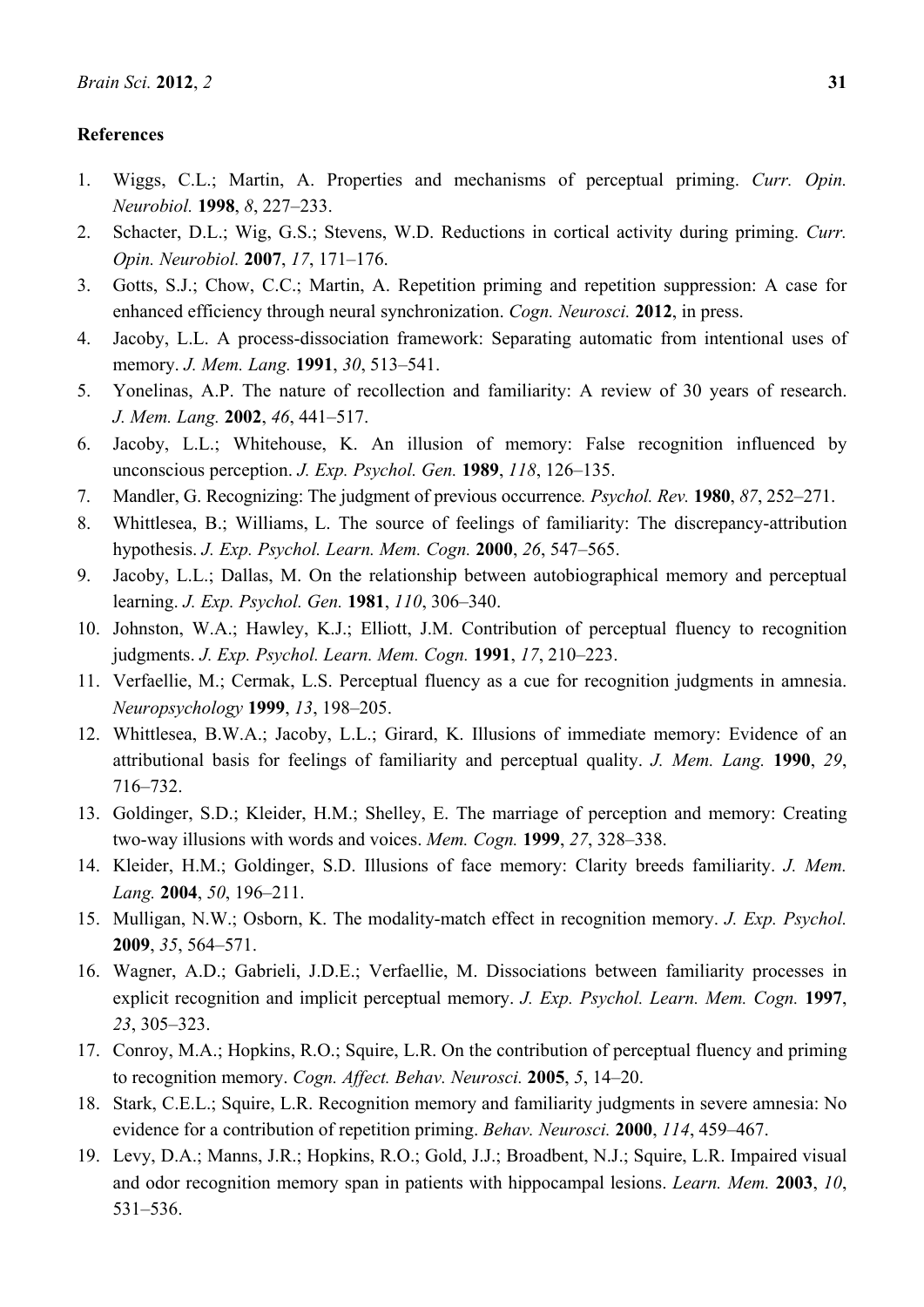## References

1. Wiggs, C.L.; Martin, A. Properties and mechanisms of perceptual priming. *Curr. Opin. Neurobiol.* **1998**, *8*, 227–233.
2. Schacter, D.L.; Wig, G.S.; Stevens, W.D. Reductions in cortical activity during priming. *Curr. Opin. Neurobiol.* **2007**, *17*, 171–176.
3. Gotts, S.J.; Chow, C.C.; Martin, A. Repetition priming and repetition suppression: A case for enhanced efficiency through neural synchronization. *Cogn. Neurosci.* **2012**, in press.
4. Jacoby, L.L. A process-dissociation framework: Separating automatic from intentional uses of memory. *J. Mem. Lang.* **1991**, *30*, 513–541.
5. Yonelinas, A.P. The nature of recollection and familiarity: A review of 30 years of research. *J. Mem. Lang.* **2002**, *46*, 441–517.
6. Jacoby, L.L.; Whitehouse, K. An illusion of memory: False recognition influenced by unconscious perception. *J. Exp. Psychol. Gen.* **1989**, *118*, 126–135.
7. Mandler, G. Recognizing: The judgment of previous occurrence*. Psychol. Rev.* **1980**, *87*, 252–271.
8. Whittlesea, B.; Williams, L. The source of feelings of familiarity: The discrepancy-attribution hypothesis. *J. Exp. Psychol. Learn. Mem. Cogn.* **2000**, *26*, 547–565.
9. Jacoby, L.L.; Dallas, M. On the relationship between autobiographical memory and perceptual learning. *J. Exp. Psychol. Gen.* **1981**, *110*, 306–340.
10. Johnston, W.A.; Hawley, K.J.; Elliott, J.M. Contribution of perceptual fluency to recognition judgments. *J. Exp. Psychol. Learn. Mem. Cogn.* **1991**, *17*, 210–223.
11. Verfaellie, M.; Cermak, L.S. Perceptual fluency as a cue for recognition judgments in amnesia. *Neuropsychology* **1999**, *13*, 198–205.
12. Whittlesea, B.W.A.; Jacoby, L.L.; Girard, K. Illusions of immediate memory: Evidence of an attributional basis for feelings of familiarity and perceptual quality. *J. Mem. Lang.* **1990**, *29*, 716–732.
13. Goldinger, S.D.; Kleider, H.M.; Shelley, E. The marriage of perception and memory: Creating two-way illusions with words and voices. *Mem. Cogn.* **1999**, *27*, 328–338.
14. Kleider, H.M.; Goldinger, S.D. Illusions of face memory: Clarity breeds familiarity. *J. Mem. Lang.* **2004**, *50*, 196–211.
15. Mulligan, N.W.; Osborn, K. The modality-match effect in recognition memory. *J. Exp. Psychol.* **2009**, *35*, 564–571.
16. Wagner, A.D.; Gabrieli, J.D.E.; Verfaellie, M. Dissociations between familiarity processes in explicit recognition and implicit perceptual memory. *J. Exp. Psychol. Learn. Mem. Cogn.* **1997**, *23*, 305–323.
17. Conroy, M.A.; Hopkins, R.O.; Squire, L.R. On the contribution of perceptual fluency and priming to recognition memory. *Cogn. Affect. Behav. Neurosci.* **2005**, *5*, 14–20.
18. Stark, C.E.L.; Squire, L.R. Recognition memory and familiarity judgments in severe amnesia: No evidence for a contribution of repetition priming. *Behav. Neurosci.* **2000**, *114*, 459–467.
19. Levy, D.A.; Manns, J.R.; Hopkins, R.O.; Gold, J.J.; Broadbent, N.J.; Squire, L.R. Impaired visual and odor recognition memory span in patients with hippocampal lesions. *Learn. Mem.* **2003**, *10*, 531–536.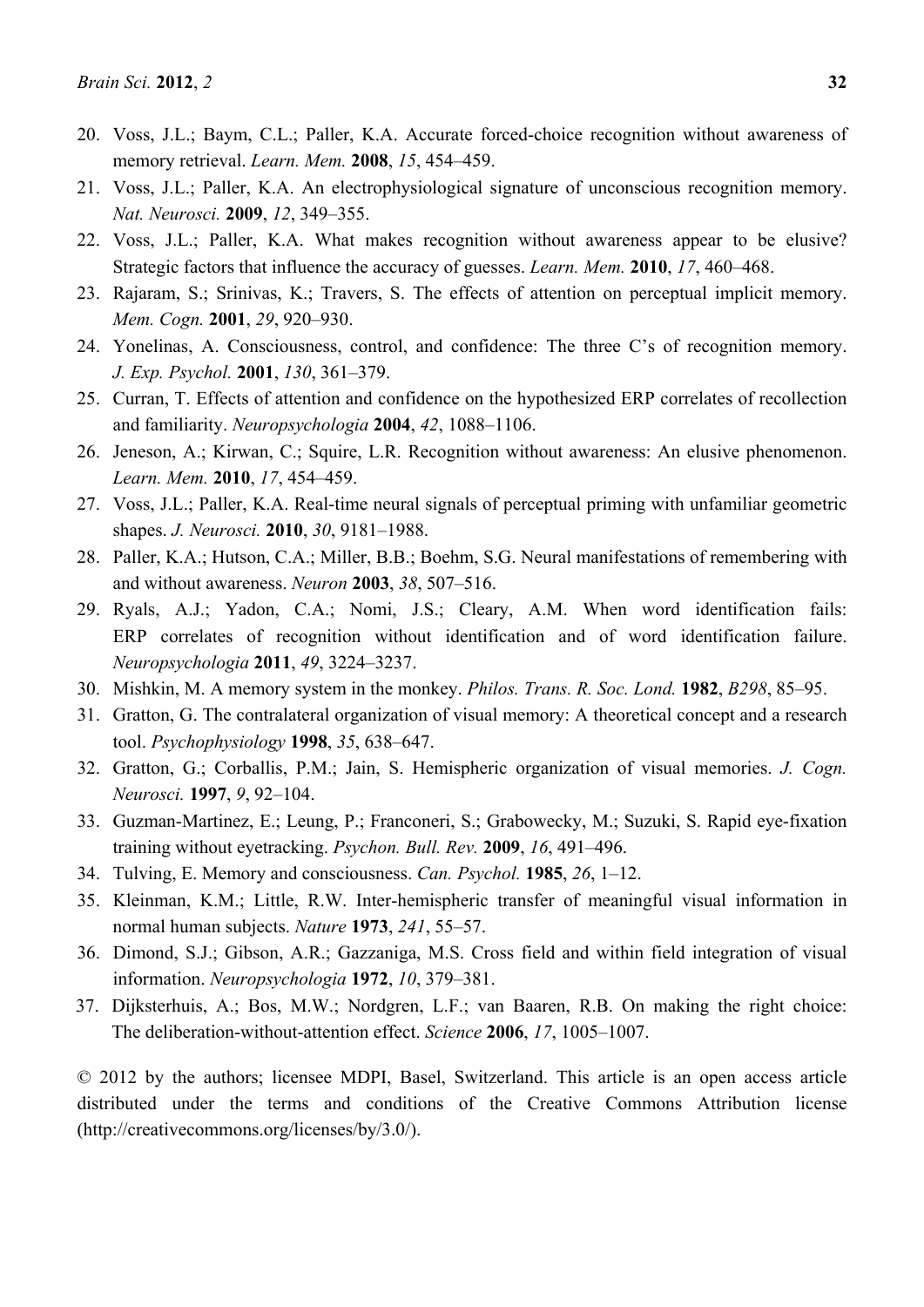20. Voss, J.L.; Baym, C.L.; Paller, K.A. Accurate forced-choice recognition without awareness of memory retrieval. *Learn. Mem.* **2008**, *15*, 454–459.
21. Voss, J.L.; Paller, K.A. An electrophysiological signature of unconscious recognition memory. *Nat. Neurosci.* **2009**, *12*, 349–355.
22. Voss, J.L.; Paller, K.A. What makes recognition without awareness appear to be elusive? Strategic factors that influence the accuracy of guesses. *Learn. Mem.* **2010**, *17*, 460–468.
23. Rajaram, S.; Srinivas, K.; Travers, S. The effects of attention on perceptual implicit memory. *Mem. Cogn.* **2001**, *29*, 920–930.
24. Yonelinas, A. Consciousness, control, and confidence: The three C's of recognition memory. *J. Exp. Psychol.* **2001**, *130*, 361–379.
25. Curran, T. Effects of attention and confidence on the hypothesized ERP correlates of recollection and familiarity. *Neuropsychologia* **2004**, *42*, 1088–1106.
26. Jeneson, A.; Kirwan, C.; Squire, L.R. Recognition without awareness: An elusive phenomenon. *Learn. Mem.* **2010**, *17*, 454–459.
27. Voss, J.L.; Paller, K.A. Real-time neural signals of perceptual priming with unfamiliar geometric shapes. *J. Neurosci.* **2010**, *30*, 9181–1988.
28. Paller, K.A.; Hutson, C.A.; Miller, B.B.; Boehm, S.G. Neural manifestations of remembering with and without awareness. *Neuron* **2003**, *38*, 507–516.
29. Ryals, A.J.; Yadon, C.A.; Nomi, J.S.; Cleary, A.M. When word identification fails: ERP correlates of recognition without identification and of word identification failure. *Neuropsychologia* **2011**, *49*, 3224–3237.
30. Mishkin, M. A memory system in the monkey. *Philos. Trans. R. Soc. Lond.* **1982**, *B298*, 85–95.
31. Gratton, G. The contralateral organization of visual memory: A theoretical concept and a research tool. *Psychophysiology* **1998**, *35*, 638–647.
32. Gratton, G.; Corballis, P.M.; Jain, S. Hemispheric organization of visual memories. *J. Cogn. Neurosci.* **1997**, *9*, 92–104.
33. Guzman-Martinez, E.; Leung, P.; Franconeri, S.; Grabowecky, M.; Suzuki, S. Rapid eye-fixation training without eyetracking. *Psychon. Bull. Rev.* **2009**, *16*, 491–496.
34. Tulving, E. Memory and consciousness. *Can. Psychol.* **1985**, *26*, 1–12.
35. Kleinman, K.M.; Little, R.W. Inter-hemispheric transfer of meaningful visual information in normal human subjects. *Nature* **1973**, *241*, 55–57.
36. Dimond, S.J.; Gibson, A.R.; Gazzaniga, M.S. Cross field and within field integration of visual information. *Neuropsychologia* **1972**, *10*, 379–381.
37. Dijksterhuis, A.; Bos, M.W.; Nordgren, L.F.; van Baaren, R.B. On making the right choice: The deliberation-without-attention effect. *Science* **2006**, *17*, 1005–1007.

© 2012 by the authors; licensee MDPI, Basel, Switzerland. This article is an open access article distributed under the terms and conditions of the Creative Commons Attribution license (http://creativecommons.org/licenses/by/3.0/).